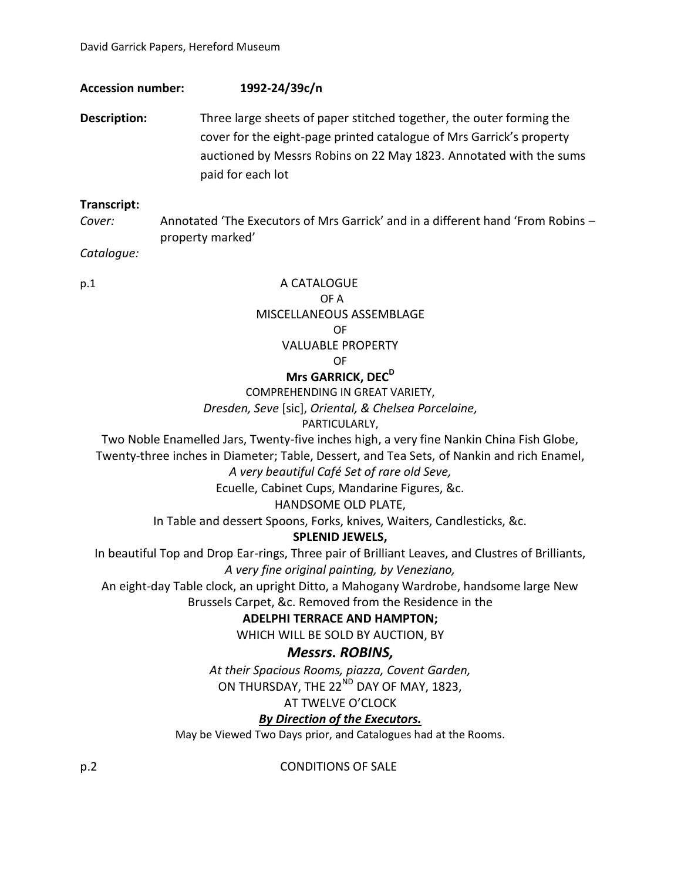David Garrick Papers, Hereford Museum

**Accession number:** **1992-24/39c/n**

**Description:** Three large sheets of paper stitched together, the outer forming the cover for the eight-page printed catalogue of Mrs Garrick's property auctioned by Messrs Robins on 22 May 1823. Annotated with the sums paid for each lot

**Transcript:**

*Cover:* Annotated 'The Executors of Mrs Garrick' and in a different hand 'From Robins – property marked'

*Catalogue:*

p.1

A CATALOGUE
OF A
MISCELLANEOUS ASSEMBLAGE
OF
VALUABLE PROPERTY
OF
**Mrs GARRICK, DEC[D]**
COMPREHENDING IN GREAT VARIETY,
*Dresden, Seve* [sic], *Oriental, & Chelsea Porcelaine,*
PARTICULARLY,
Two Noble Enamelled Jars, Twenty-five inches high, a very fine Nankin China Fish Globe, Twenty-three inches in Diameter; Table, Dessert, and Tea Sets, of Nankin and rich Enamel,
*A very beautiful Café Set of rare old Seve,*
Ecuelle, Cabinet Cups, Mandarine Figures, &c.
HANDSOME OLD PLATE,
In Table and dessert Spoons, Forks, knives, Waiters, Candlesticks, &c.
**SPLENID JEWELS,**
In beautiful Top and Drop Ear-rings, Three pair of Brilliant Leaves, and Clustres of Brilliants,
*A very fine original painting, by Veneziano,*
An eight-day Table clock, an upright Ditto, a Mahogany Wardrobe, handsome large New Brussels Carpet, &c. Removed from the Residence in the
**ADELPHI TERRACE AND HAMPTON;**
WHICH WILL BE SOLD BY AUCTION, BY
***Messrs. ROBINS,***
*At their Spacious Rooms, piazza, Covent Garden,*
ON THURSDAY, THE 22[ND] DAY OF MAY, 1823,
AT TWELVE O'CLOCK
***By Direction of the Executors.***
May be Viewed Two Days prior, and Catalogues had at the Rooms.

p.2

CONDITIONS OF SALE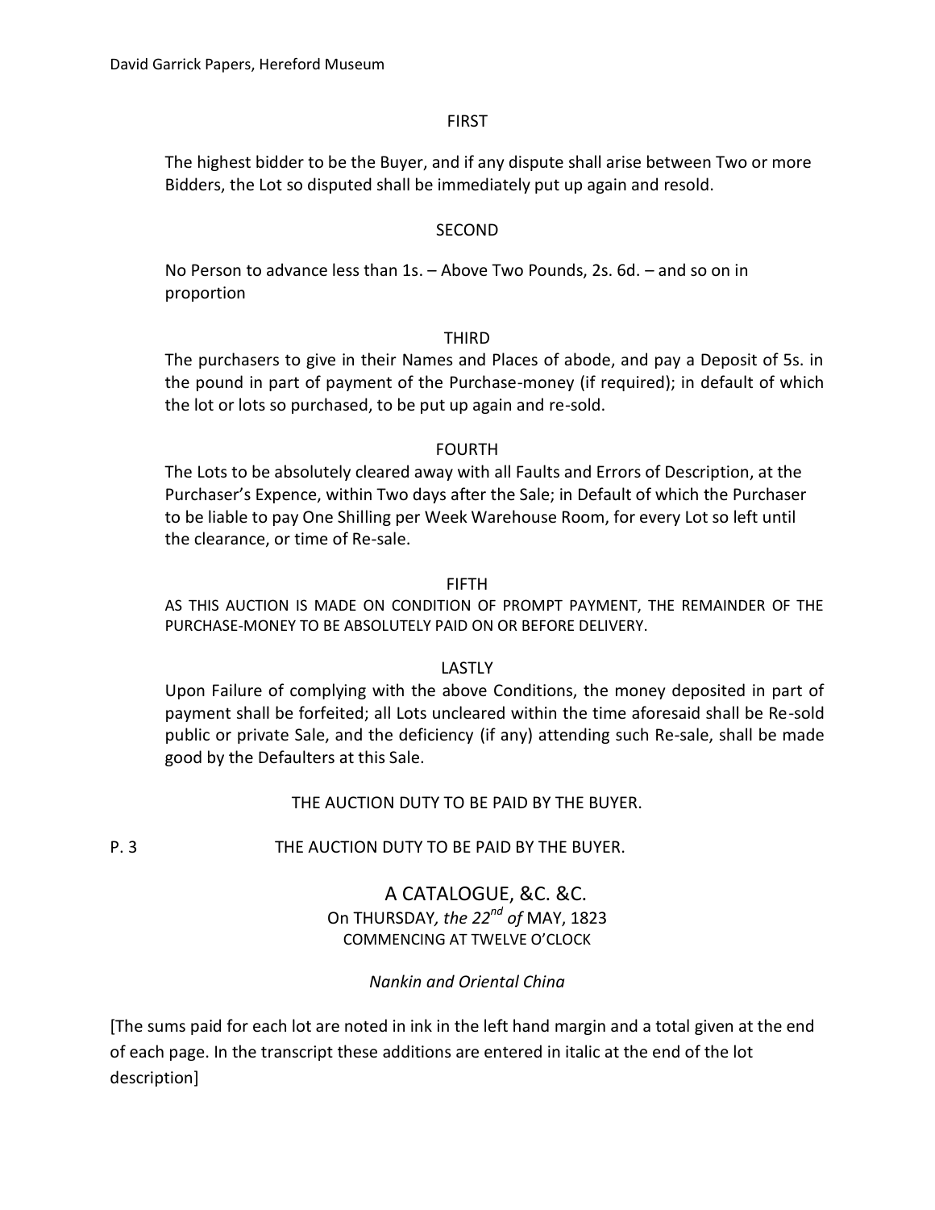FIRST

The highest bidder to be the Buyer, and if any dispute shall arise between Two or more Bidders, the Lot so disputed shall be immediately put up again and resold.

SECOND

No Person to advance less than 1s. – Above Two Pounds, 2s. 6d. – and so on in proportion

THIRD

The purchasers to give in their Names and Places of abode, and pay a Deposit of 5s. in the pound in part of payment of the Purchase-money (if required); in default of which the lot or lots so purchased, to be put up again and re-sold.

FOURTH

The Lots to be absolutely cleared away with all Faults and Errors of Description, at the Purchaser's Expence, within Two days after the Sale; in Default of which the Purchaser to be liable to pay One Shilling per Week Warehouse Room, for every Lot so left until the clearance, or time of Re-sale.

FIFTH

AS THIS AUCTION IS MADE ON CONDITION OF PROMPT PAYMENT, THE REMAINDER OF THE PURCHASE-MONEY TO BE ABSOLUTELY PAID ON OR BEFORE DELIVERY.

LASTLY

Upon Failure of complying with the above Conditions, the money deposited in part of payment shall be forfeited; all Lots uncleared within the time aforesaid shall be Re-sold public or private Sale, and the deficiency (if any) attending such Re-sale, shall be made good by the Defaulters at this Sale.

THE AUCTION DUTY TO BE PAID BY THE BUYER.

P. 3 THE AUCTION DUTY TO BE PAID BY THE BUYER.

## A CATALOGUE, &C. &C.

On THURSDAY*, the 22nd of* MAY, 1823

COMMENCING AT TWELVE O'CLOCK

*Nankin and Oriental China*

[The sums paid for each lot are noted in ink in the left hand margin and a total given at the end of each page. In the transcript these additions are entered in italic at the end of the lot description]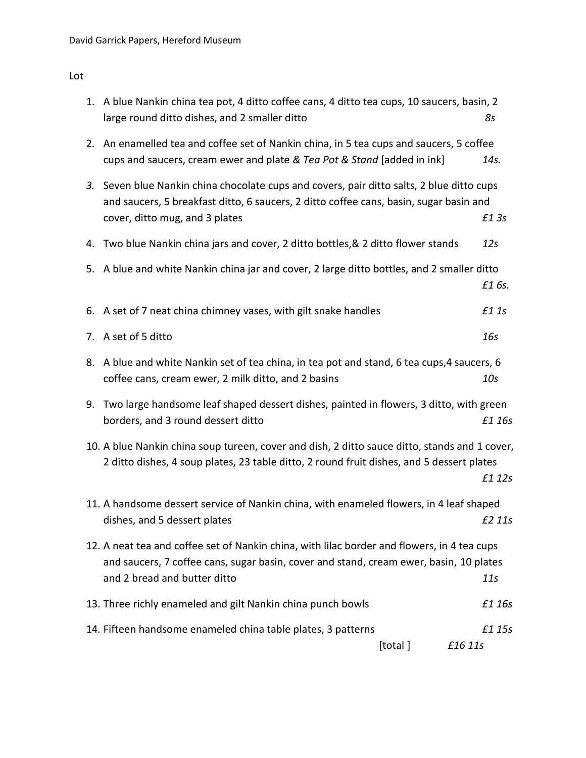David Garrick Papers, Hereford Museum

Lot

1. A blue Nankin china tea pot, 4 ditto coffee cans, 4 ditto tea cups, 10 saucers, basin, 2 large round ditto dishes, and 2 smaller ditto *8s*
2. An enamelled tea and coffee set of Nankin china, in 5 tea cups and saucers, 5 coffee cups and saucers, cream ewer and plate *& Tea Pot & Stand* [added in ink] *14s.*
3. Seven blue Nankin china chocolate cups and covers, pair ditto salts, 2 blue ditto cups and saucers, 5 breakfast ditto, 6 saucers, 2 ditto coffee cans, basin, sugar basin and cover, ditto mug, and 3 plates *£1 3s*
4. Two blue Nankin china jars and cover, 2 ditto bottles,& 2 ditto flower stands *12s*
5. A blue and white Nankin china jar and cover, 2 large ditto bottles, and 2 smaller ditto *£1 6s.*
6. A set of 7 neat china chimney vases, with gilt snake handles *£1 1s*
7. A set of 5 ditto *16s*
8. A blue and white Nankin set of tea china, in tea pot and stand, 6 tea cups,4 saucers, 6 coffee cans, cream ewer, 2 milk ditto, and 2 basins *10s*
9. Two large handsome leaf shaped dessert dishes, painted in flowers, 3 ditto, with green borders, and 3 round dessert ditto *£1 16s*
10. A blue Nankin china soup tureen, cover and dish, 2 ditto sauce ditto, stands and 1 cover, 2 ditto dishes, 4 soup plates, 23 table ditto, 2 round fruit dishes, and 5 dessert plates *£1 12s*
11. A handsome dessert service of Nankin china, with enameled flowers, in 4 leaf shaped dishes, and 5 dessert plates *£2 11s*
12. A neat tea and coffee set of Nankin china, with lilac border and flowers, in 4 tea cups and saucers, 7 coffee cans, sugar basin, cover and stand, cream ewer, basin, 10 plates and 2 bread and butter ditto *11s*
13. Three richly enameled and gilt Nankin china punch bowls *£1 16s*
14. Fifteen handsome enameled china table plates, 3 patterns *£1 15s*

[total ] *£16 11s*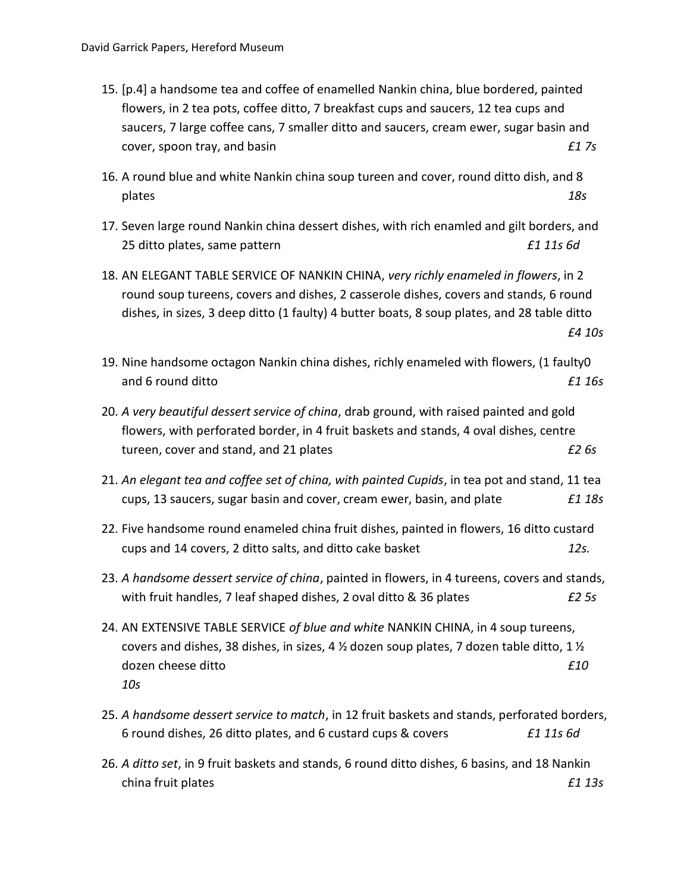15. [p.4] a handsome tea and coffee of enamelled Nankin china, blue bordered, painted flowers, in 2 tea pots, coffee ditto, 7 breakfast cups and saucers, 12 tea cups and saucers, 7 large coffee cans, 7 smaller ditto and saucers, cream ewer, sugar basin and cover, spoon tray, and basin *£1 7s*

16. A round blue and white Nankin china soup tureen and cover, round ditto dish, and 8 plates *18s*

17. Seven large round Nankin china dessert dishes, with rich enamled and gilt borders, and 25 ditto plates, same pattern *£1 11s 6d*

18. AN ELEGANT TABLE SERVICE OF NANKIN CHINA, *very richly enameled in flowers*, in 2 round soup tureens, covers and dishes, 2 casserole dishes, covers and stands, 6 round dishes, in sizes, 3 deep ditto (1 faulty) 4 butter boats, 8 soup plates, and 28 table ditto *£4 10s*

19. Nine handsome octagon Nankin china dishes, richly enameled with flowers, (1 faulty0 and 6 round ditto *£1 16s*

20. *A very beautiful dessert service of china*, drab ground, with raised painted and gold flowers, with perforated border, in 4 fruit baskets and stands, 4 oval dishes, centre tureen, cover and stand, and 21 plates *£2 6s*

21. *An elegant tea and coffee set of china, with painted Cupids*, in tea pot and stand, 11 tea cups, 13 saucers, sugar basin and cover, cream ewer, basin, and plate *£1 18s*

22. Five handsome round enameled china fruit dishes, painted in flowers, 16 ditto custard cups and 14 covers, 2 ditto salts, and ditto cake basket *12s.*

23. *A handsome dessert service of china*, painted in flowers, in 4 tureens, covers and stands, with fruit handles, 7 leaf shaped dishes, 2 oval ditto & 36 plates *£2 5s*

24. AN EXTENSIVE TABLE SERVICE *of blue and white* NANKIN CHINA, in 4 soup tureens, covers and dishes, 38 dishes, in sizes, 4 ½ dozen soup plates, 7 dozen table ditto, 1 ½ dozen cheese ditto *£10 10s*

25. *A handsome dessert service to match*, in 12 fruit baskets and stands, perforated borders, 6 round dishes, 26 ditto plates, and 6 custard cups & covers *£1 11s 6d*

26. *A ditto set*, in 9 fruit baskets and stands, 6 round ditto dishes, 6 basins, and 18 Nankin china fruit plates *£1 13s*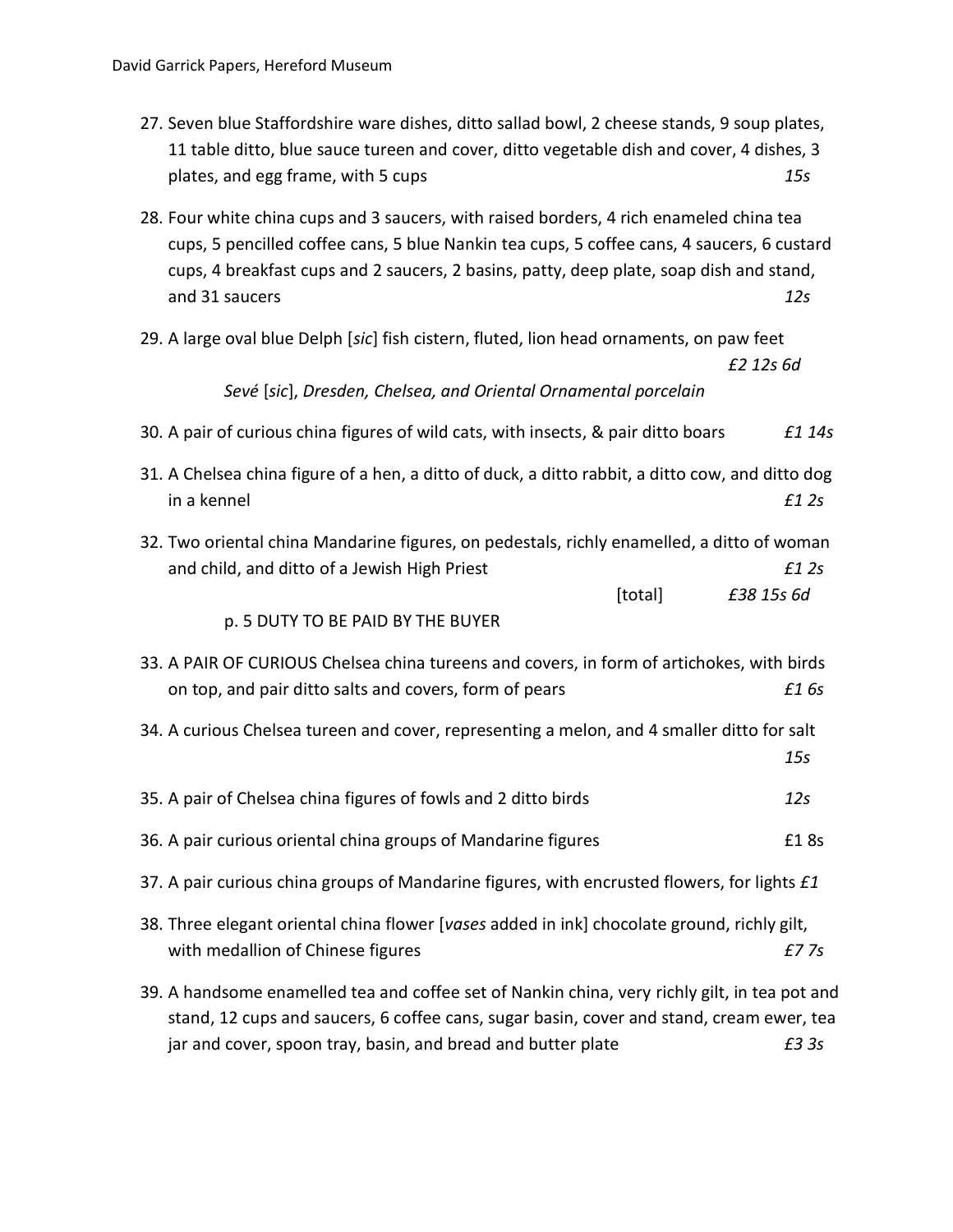27. Seven blue Staffordshire ware dishes, ditto sallad bowl, 2 cheese stands, 9 soup plates, 11 table ditto, blue sauce tureen and cover, ditto vegetable dish and cover, 4 dishes, 3 plates, and egg frame, with 5 cups *15s*

28. Four white china cups and 3 saucers, with raised borders, 4 rich enameled china tea cups, 5 pencilled coffee cans, 5 blue Nankin tea cups, 5 coffee cans, 4 saucers, 6 custard cups, 4 breakfast cups and 2 saucers, 2 basins, patty, deep plate, soap dish and stand, and 31 saucers *12s*

29. A large oval blue Delph [*sic*] fish cistern, fluted, lion head ornaments, on paw feet *£2 12s 6d*

*Sevé* [*sic*], *Dresden, Chelsea, and Oriental Ornamental porcelain*

30. A pair of curious china figures of wild cats, with insects, & pair ditto boars *£1 14s*

31. A Chelsea china figure of a hen, a ditto of duck, a ditto rabbit, a ditto cow, and ditto dog in a kennel *£1 2s*

32. Two oriental china Mandarine figures, on pedestals, richly enamelled, a ditto of woman and child, and ditto of a Jewish High Priest *£1 2s*

[total] *£38 15s 6d*

p. 5 DUTY TO BE PAID BY THE BUYER

33. A PAIR OF CURIOUS Chelsea china tureens and covers, in form of artichokes, with birds on top, and pair ditto salts and covers, form of pears *£1 6s*

34. A curious Chelsea tureen and cover, representing a melon, and 4 smaller ditto for salt *15s*

35. A pair of Chelsea china figures of fowls and 2 ditto birds *12s*

36. A pair curious oriental china groups of Mandarine figures £1 8s

37. A pair curious china groups of Mandarine figures, with encrusted flowers, for lights *£1*

38. Three elegant oriental china flower [*vases* added in ink] chocolate ground, richly gilt, with medallion of Chinese figures *£7 7s*

39. A handsome enamelled tea and coffee set of Nankin china, very richly gilt, in tea pot and stand, 12 cups and saucers, 6 coffee cans, sugar basin, cover and stand, cream ewer, tea jar and cover, spoon tray, basin, and bread and butter plate *£3 3s*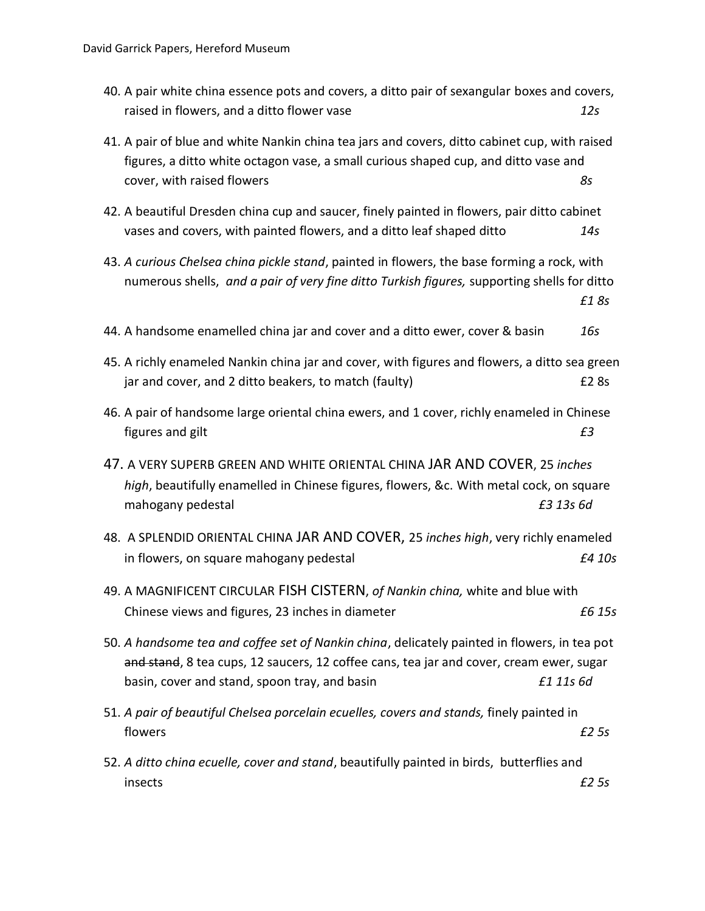40. A pair white china essence pots and covers, a ditto pair of sexangular boxes and covers, raised in flowers, and a ditto flower vase *12s*

41. A pair of blue and white Nankin china tea jars and covers, ditto cabinet cup, with raised figures, a ditto white octagon vase, a small curious shaped cup, and ditto vase and cover, with raised flowers *8s*

42. A beautiful Dresden china cup and saucer, finely painted in flowers, pair ditto cabinet vases and covers, with painted flowers, and a ditto leaf shaped ditto *14s*

43. *A curious Chelsea china pickle stand*, painted in flowers, the base forming a rock, with numerous shells, *and a pair of very fine ditto Turkish figures,* supporting shells for ditto *£1 8s*

44. A handsome enamelled china jar and cover and a ditto ewer, cover & basin *16s*

45. A richly enameled Nankin china jar and cover, with figures and flowers, a ditto sea green jar and cover, and 2 ditto beakers, to match (faulty) £2 8s

46. A pair of handsome large oriental china ewers, and 1 cover, richly enameled in Chinese figures and gilt *£3*

47. A VERY SUPERB GREEN AND WHITE ORIENTAL CHINA JAR AND COVER, 25 *inches high*, beautifully enamelled in Chinese figures, flowers, &c. With metal cock, on square mahogany pedestal *£3 13s 6d*

48. A SPLENDID ORIENTAL CHINA JAR AND COVER, 25 *inches high*, very richly enameled in flowers, on square mahogany pedestal *£4 10s*

49. A MAGNIFICENT CIRCULAR FISH CISTERN, *of Nankin china,* white and blue with Chinese views and figures, 23 inches in diameter *£6 15s*

50. *A handsome tea and coffee set of Nankin china*, delicately painted in flowers, in tea pot ~~and stand~~, 8 tea cups, 12 saucers, 12 coffee cans, tea jar and cover, cream ewer, sugar basin, cover and stand, spoon tray, and basin *£1 11s 6d*

51. *A pair of beautiful Chelsea porcelain ecuelles, covers and stands,* finely painted in flowers *£2 5s*

52. *A ditto china ecuelle, cover and stand*, beautifully painted in birds, butterflies and insects *£2 5s*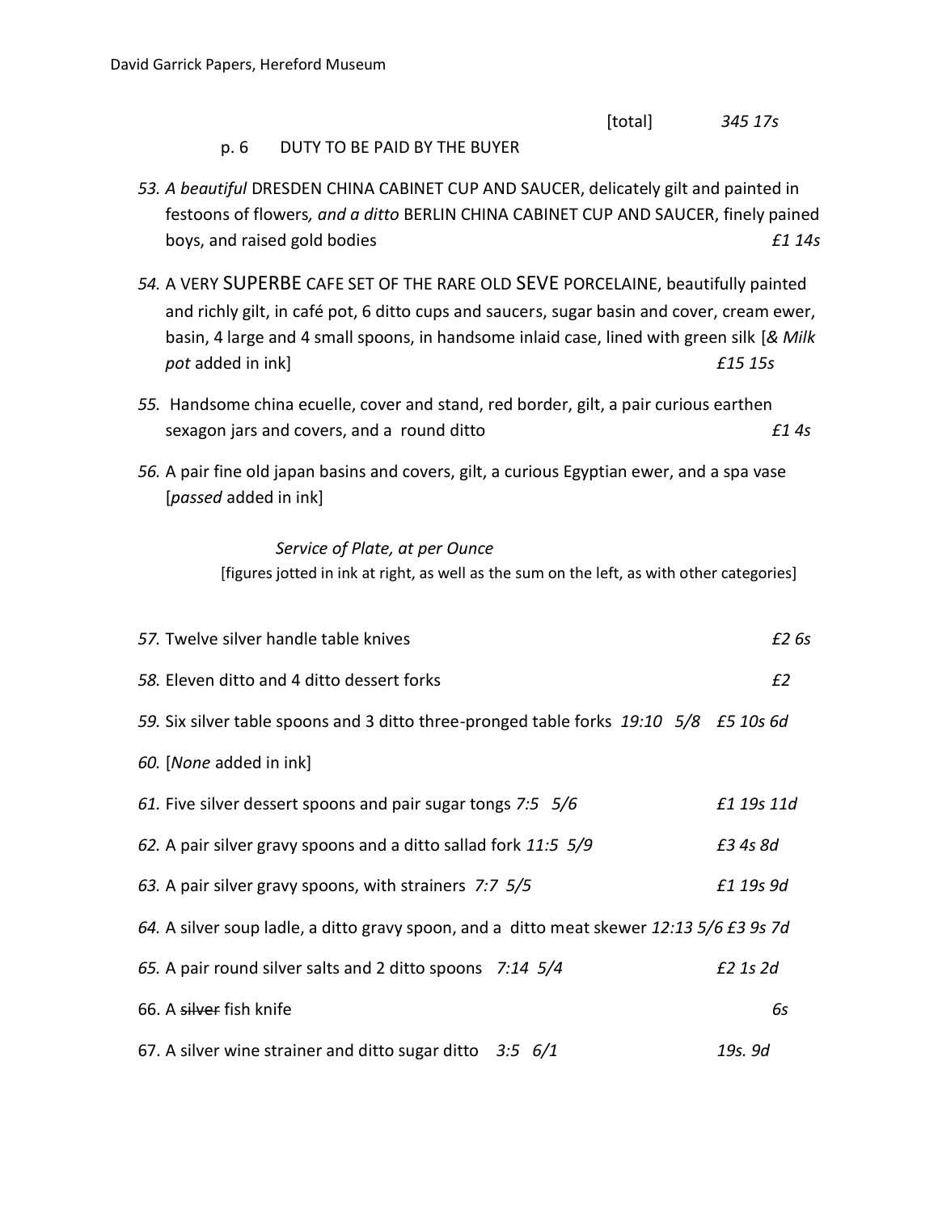[total] *345 17s*

p. 6 DUTY TO BE PAID BY THE BUYER

*53. A beautiful* DRESDEN CHINA CABINET CUP AND SAUCER, delicately gilt and painted in festoons of flowers*, and a ditto* BERLIN CHINA CABINET CUP AND SAUCER, finely pained boys, and raised gold bodies *£1 14s*

*54.* A VERY SUPERBE CAFE SET OF THE RARE OLD SEVE PORCELAINE, beautifully painted and richly gilt, in café pot, 6 ditto cups and saucers, sugar basin and cover, cream ewer, basin, 4 large and 4 small spoons, in handsome inlaid case, lined with green silk [*& Milk pot* added in ink] *£15 15s*

*55.* Handsome china ecuelle, cover and stand, red border, gilt, a pair curious earthen sexagon jars and covers, and a round ditto *£1 4s*

*56.* A pair fine old japan basins and covers, gilt, a curious Egyptian ewer, and a spa vase [*passed* added in ink]

*Service of Plate, at per Ounce*

[figures jotted in ink at right, as well as the sum on the left, as with other categories]

*57.* Twelve silver handle table knives *£2 6s*

*58.* Eleven ditto and 4 ditto dessert forks *£2*

*59.* Six silver table spoons and 3 ditto three-pronged table forks *19:10 5/8 £5 10s 6d*

*60.* [*None* added in ink]

*61.* Five silver dessert spoons and pair sugar tongs *7:5 5/6* *£1 19s 11d*

*62.* A pair silver gravy spoons and a ditto sallad fork *11:5 5/9* *£3 4s 8d*

*63.* A pair silver gravy spoons, with strainers *7:7 5/5* *£1 19s 9d*

*64.* A silver soup ladle, a ditto gravy spoon, and a ditto meat skewer *12:13 5/6 £3 9s 7d*

*65.* A pair round silver salts and 2 ditto spoons *7:14 5/4* *£2 1s 2d*

66. A ~~silver~~ fish knife *6s*

67. A silver wine strainer and ditto sugar ditto *3:5 6/1* *19s. 9d*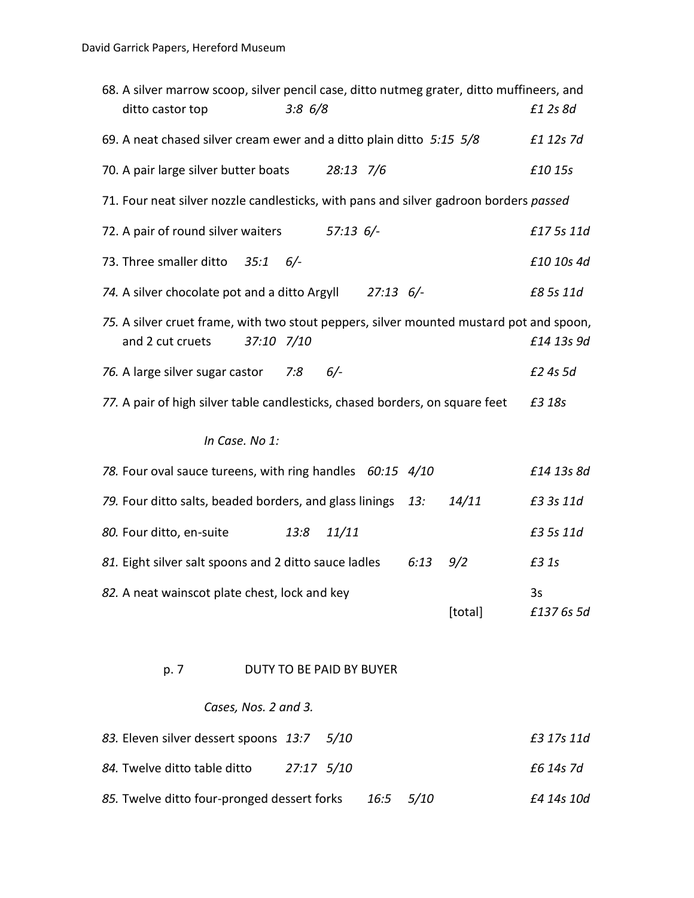68. A silver marrow scoop, silver pencil case, ditto nutmeg grater, ditto muffineers, and ditto castor top *3:8 6/8* *£1 2s 8d*

69. A neat chased silver cream ewer and a ditto plain ditto *5:15 5/8* *£1 12s 7d*

70. A pair large silver butter boats *28:13 7/6* *£10 15s*

71. Four neat silver nozzle candlesticks, with pans and silver gadroon borders *passed*

72. A pair of round silver waiters *57:13 6/-* *£17 5s 11d*

73. Three smaller ditto *35:1 6/-* *£10 10s 4d*

*74.* A silver chocolate pot and a ditto Argyll *27:13 6/-* *£8 5s 11d*

*75.* A silver cruet frame, with two stout peppers, silver mounted mustard pot and spoon, and 2 cut cruets *37:10 7/10* *£14 13s 9d*

*76.* A large silver sugar castor *7:8 6/-* *£2 4s 5d*

*77.* A pair of high silver table candlesticks, chased borders, on square feet *£3 18s*

*In Case. No 1:*

*78.* Four oval sauce tureens, with ring handles *60:15 4/10* *£14 13s 8d*

*79.* Four ditto salts, beaded borders, and glass linings *13: 14/11* *£3 3s 11d*

*80.* Four ditto, en-suite *13:8 11/11* *£3 5s 11d*

*81.* Eight silver salt spoons and 2 ditto sauce ladles *6:13 9/2* *£3 1s*

*82.* A neat wainscot plate chest, lock and key 3s

[total] *£137 6s 5d*

p. 7 DUTY TO BE PAID BY BUYER

*Cases, Nos. 2 and 3.*

*83.* Eleven silver dessert spoons *13:7 5/10* *£3 17s 11d*

*84.* Twelve ditto table ditto *27:17 5/10* *£6 14s 7d*

*85.* Twelve ditto four-pronged dessert forks *16:5 5/10* *£4 14s 10d*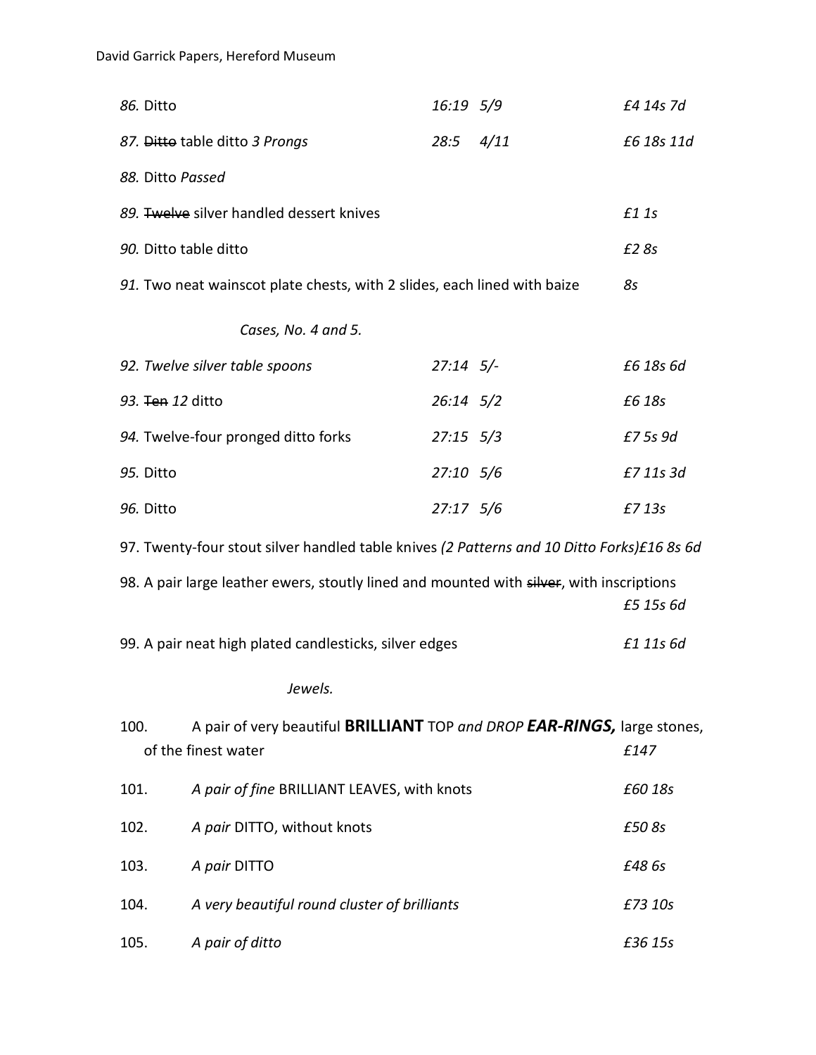| | | | |
|---|---|---|---|
| *86.* Ditto | *16:19* | *5/9* | *£4 14s 7d* |
| *87.* ~~Ditto~~ table ditto *3 Prongs* | *28:5* | *4/11* | *£6 18s 11d* |
| *88.* Ditto *Passed* | | | |
| *89.* ~~Twelve~~ silver handled dessert knives | | | *£1 1s* |
| *90.* Ditto table ditto | | | *£2 8s* |
| *91.* Two neat wainscot plate chests, with 2 slides, each lined with baize | | | *8s* |

*Cases, No. 4 and 5.*

| | | | |
|---|---|---|---|
| *92. Twelve silver table spoons* | *27:14* | *5/-* | *£6 18s 6d* |
| *93.* ~~Ten~~ *12* ditto | *26:14* | *5/2* | *£6 18s* |
| *94.* Twelve-four pronged ditto forks | *27:15* | *5/3* | *£7 5s 9d* |
| *95.* Ditto | *27:10* | *5/6* | *£7 11s 3d* |
| *96.* Ditto | *27:17* | *5/6* | *£7 13s* |

97. Twenty-four stout silver handled table knives *(2 Patterns and 10 Ditto Forks)£16 8s 6d*

98. A pair large leather ewers, stoutly lined and mounted with ~~silver~~, with inscriptions *£5 15s 6d*

99. A pair neat high plated candlesticks, silver edges *£1 11s 6d*

*Jewels.*

100. A pair of very beautiful **BRILLIANT** TOP *and DROP* ***EAR-RINGS,*** large stones, of the finest water *£147*

| | | |
|---|---|---|
| 101. | *A pair of fine* BRILLIANT LEAVES, with knots | *£60 18s* |
| 102. | *A pair* DITTO, without knots | *£50 8s* |
| 103. | *A pair* DITTO | *£48 6s* |
| 104. | *A very beautiful round cluster of brilliants* | *£73 10s* |
| 105. | *A pair of ditto* | *£36 15s* |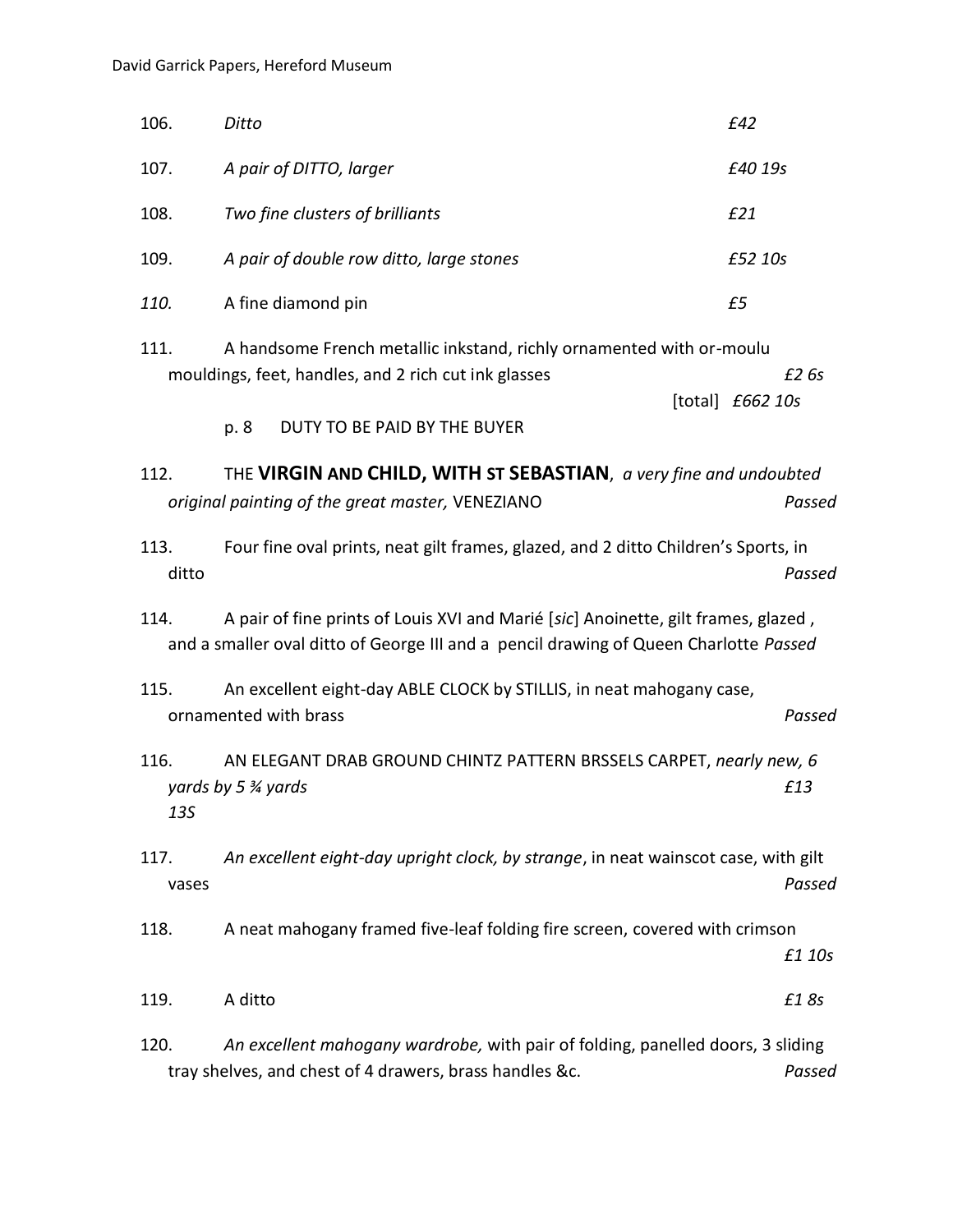106. *Ditto* *£42*

107. *A pair of DITTO, larger* *£40 19s*

108. *Two fine clusters of brilliants* *£21*

109. *A pair of double row ditto, large stones* *£52 10s*

*110.* A fine diamond pin *£5*

111. A handsome French metallic inkstand, richly ornamented with or-moulu mouldings, feet, handles, and 2 rich cut ink glasses *£2 6s*

[total] *£662 10s*

p. 8 DUTY TO BE PAID BY THE BUYER

112. THE **VIRGIN AND CHILD, WITH ST SEBASTIAN**, *a very fine and undoubted original painting of the great master,* VENEZIANO *Passed*

113. Four fine oval prints, neat gilt frames, glazed, and 2 ditto Children's Sports, in ditto *Passed*

114. A pair of fine prints of Louis XVI and Marié [*sic*] Anoinette, gilt frames, glazed , and a smaller oval ditto of George III and a pencil drawing of Queen Charlotte *Passed*

115. An excellent eight-day ABLE CLOCK by STILLIS, in neat mahogany case, ornamented with brass *Passed*

116. AN ELEGANT DRAB GROUND CHINTZ PATTERN BRSSELS CARPET, *nearly new, 6 yards by 5 ¾ yards* *£13 13S*

117. *An excellent eight-day upright clock, by strange*, in neat wainscot case, with gilt vases *Passed*

118. A neat mahogany framed five-leaf folding fire screen, covered with crimson *£1 10s*

119. A ditto *£1 8s*

120. *An excellent mahogany wardrobe,* with pair of folding, panelled doors, 3 sliding tray shelves, and chest of 4 drawers, brass handles &c. *Passed*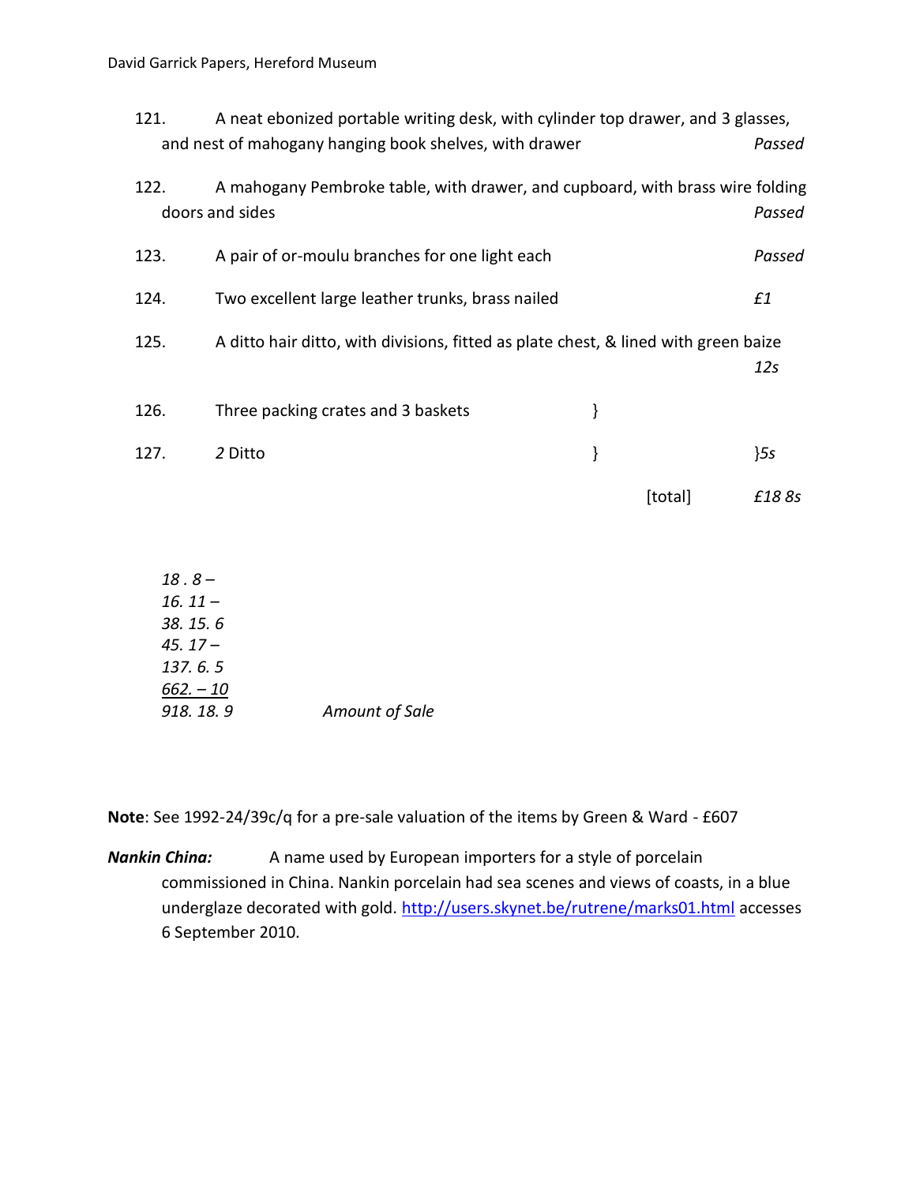| | | |
|---|---|---|
| 121. | A neat ebonized portable writing desk, with cylinder top drawer, and 3 glasses, and nest of mahogany hanging book shelves, with drawer | *Passed* |
| 122. | A mahogany Pembroke table, with drawer, and cupboard, with brass wire folding doors and sides | *Passed* |
| 123. | A pair of or-moulu branches for one light each | *Passed* |
| 124. | Two excellent large leather trunks, brass nailed | *£1* |
| 125. | A ditto hair ditto, with divisions, fitted as plate chest, & lined with green baize | *12s* |
| 126. | Three packing crates and 3 baskets } | |
| 127. | *2* Ditto } | *}5s* |
| | [total] | *£18 8s* |

*18 . 8 –*
*16. 11 –*
*38. 15. 6*
*45. 17 –*
*137. 6. 5*
<u>*662. – 10*</u>
*918. 18. 9* *Amount of Sale*

**Note**: See 1992-24/39c/q for a pre-sale valuation of the items by Green & Ward - £607

***Nankin China:*** A name used by European importers for a style of porcelain commissioned in China. Nankin porcelain had sea scenes and views of coasts, in a blue underglaze decorated with gold. http://users.skynet.be/rutrene/marks01.html accesses 6 September 2010.